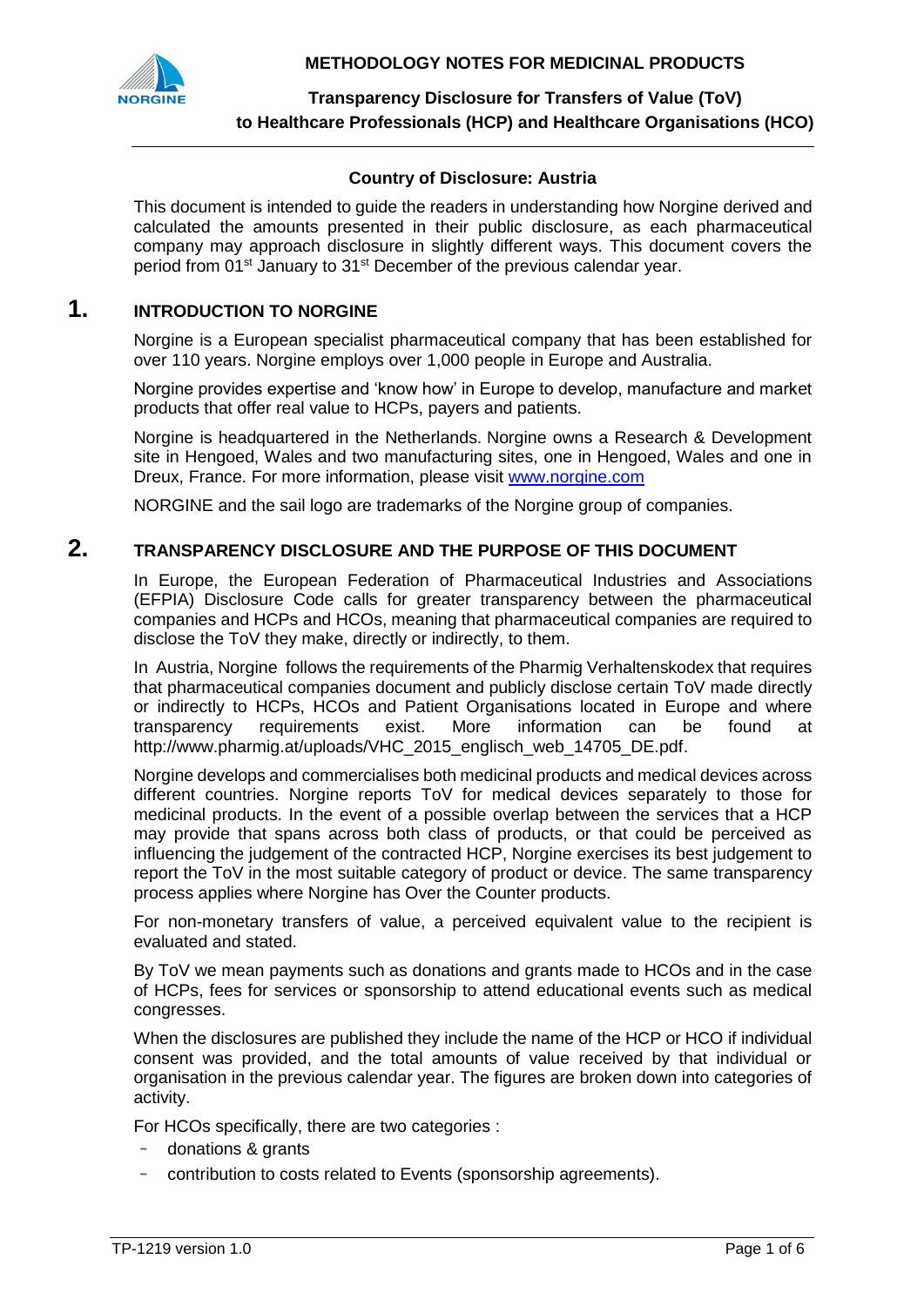**METHODOLOGY NOTES FOR MEDICINAL PRODUCTS**

**Transparency Disclosure for Transfers of Value (ToV) to Healthcare Professionals (HCP) and Healthcare Organisations (HCO)**

**Country of Disclosure: Austria**

This document is intended to guide the readers in understanding how Norgine derived and calculated the amounts presented in their public disclosure, as each pharmaceutical company may approach disclosure in slightly different ways. This document covers the period from 01st January to 31st December of the previous calendar year.

## 1. INTRODUCTION TO NORGINE

Norgine is a European specialist pharmaceutical company that has been established for over 110 years. Norgine employs over 1,000 people in Europe and Australia.

Norgine provides expertise and 'know how' in Europe to develop, manufacture and market products that offer real value to HCPs, payers and patients.

Norgine is headquartered in the Netherlands. Norgine owns a Research & Development site in Hengoed, Wales and two manufacturing sites, one in Hengoed, Wales and one in Dreux, France. For more information, please visit www.norgine.com

NORGINE and the sail logo are trademarks of the Norgine group of companies.

## 2. TRANSPARENCY DISCLOSURE AND THE PURPOSE OF THIS DOCUMENT

In Europe, the European Federation of Pharmaceutical Industries and Associations (EFPIA) Disclosure Code calls for greater transparency between the pharmaceutical companies and HCPs and HCOs, meaning that pharmaceutical companies are required to disclose the ToV they make, directly or indirectly, to them.

In Austria, Norgine follows the requirements of the Pharmig Verhaltenskodex that requires that pharmaceutical companies document and publicly disclose certain ToV made directly or indirectly to HCPs, HCOs and Patient Organisations located in Europe and where transparency requirements exist. More information can be found at http://www.pharmig.at/uploads/VHC_2015_englisch_web_14705_DE.pdf.

Norgine develops and commercialises both medicinal products and medical devices across different countries. Norgine reports ToV for medical devices separately to those for medicinal products. In the event of a possible overlap between the services that a HCP may provide that spans across both class of products, or that could be perceived as influencing the judgement of the contracted HCP, Norgine exercises its best judgement to report the ToV in the most suitable category of product or device. The same transparency process applies where Norgine has Over the Counter products.

For non-monetary transfers of value, a perceived equivalent value to the recipient is evaluated and stated.

By ToV we mean payments such as donations and grants made to HCOs and in the case of HCPs, fees for services or sponsorship to attend educational events such as medical congresses.

When the disclosures are published they include the name of the HCP or HCO if individual consent was provided, and the total amounts of value received by that individual or organisation in the previous calendar year. The figures are broken down into categories of activity.

For HCOs specifically, there are two categories :

- donations & grants
- contribution to costs related to Events (sponsorship agreements).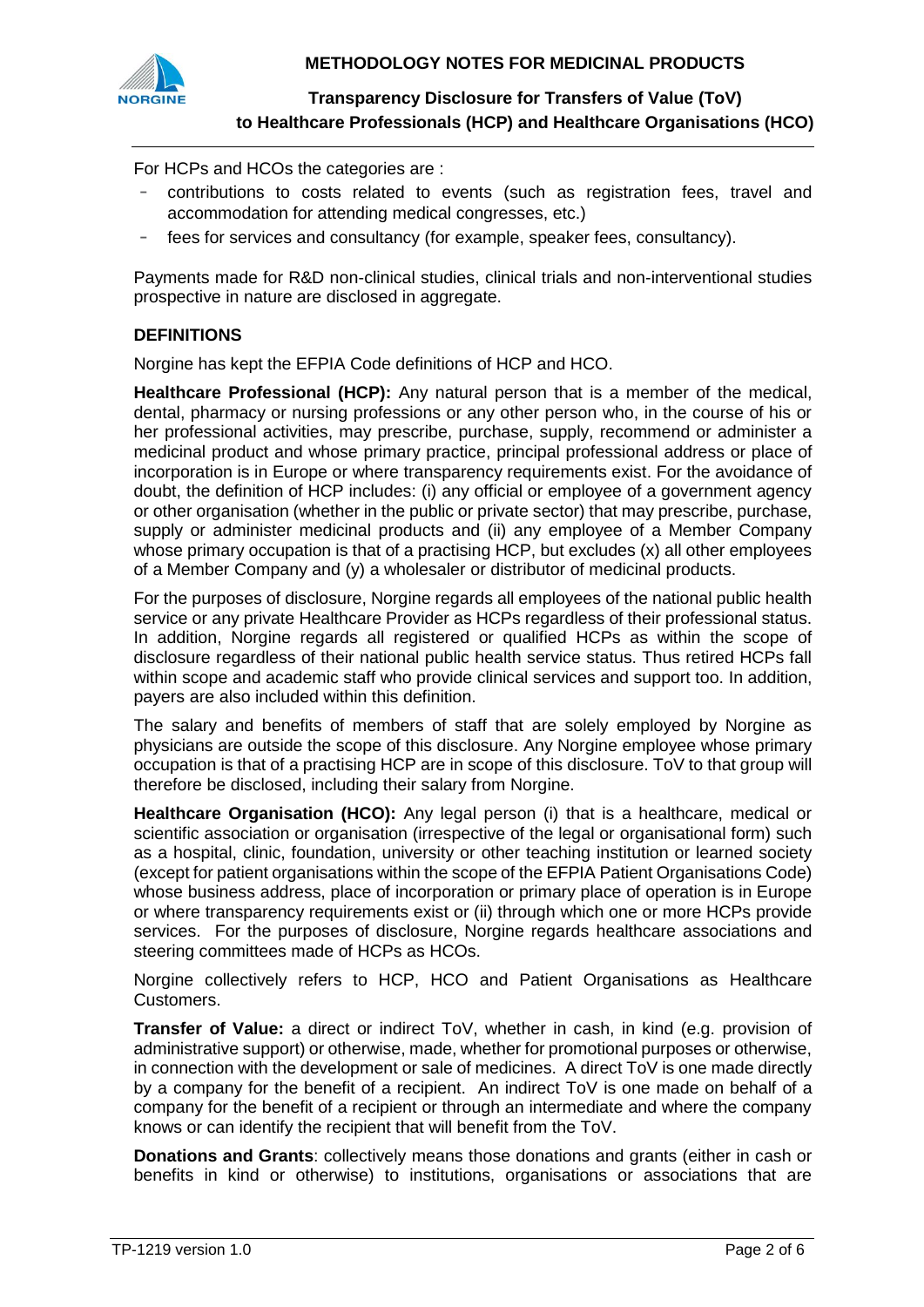For HCPs and HCOs the categories are :

- contributions to costs related to events (such as registration fees, travel and accommodation for attending medical congresses, etc.)
- fees for services and consultancy (for example, speaker fees, consultancy).

Payments made for R&D non-clinical studies, clinical trials and non-interventional studies prospective in nature are disclosed in aggregate.

### DEFINITIONS

Norgine has kept the EFPIA Code definitions of HCP and HCO.

**Healthcare Professional (HCP):** Any natural person that is a member of the medical, dental, pharmacy or nursing professions or any other person who, in the course of his or her professional activities, may prescribe, purchase, supply, recommend or administer a medicinal product and whose primary practice, principal professional address or place of incorporation is in Europe or where transparency requirements exist. For the avoidance of doubt, the definition of HCP includes: (i) any official or employee of a government agency or other organisation (whether in the public or private sector) that may prescribe, purchase, supply or administer medicinal products and (ii) any employee of a Member Company whose primary occupation is that of a practising HCP, but excludes (x) all other employees of a Member Company and (y) a wholesaler or distributor of medicinal products.

For the purposes of disclosure, Norgine regards all employees of the national public health service or any private Healthcare Provider as HCPs regardless of their professional status. In addition, Norgine regards all registered or qualified HCPs as within the scope of disclosure regardless of their national public health service status. Thus retired HCPs fall within scope and academic staff who provide clinical services and support too. In addition, payers are also included within this definition.

The salary and benefits of members of staff that are solely employed by Norgine as physicians are outside the scope of this disclosure. Any Norgine employee whose primary occupation is that of a practising HCP are in scope of this disclosure. ToV to that group will therefore be disclosed, including their salary from Norgine.

**Healthcare Organisation (HCO):** Any legal person (i) that is a healthcare, medical or scientific association or organisation (irrespective of the legal or organisational form) such as a hospital, clinic, foundation, university or other teaching institution or learned society (except for patient organisations within the scope of the EFPIA Patient Organisations Code) whose business address, place of incorporation or primary place of operation is in Europe or where transparency requirements exist or (ii) through which one or more HCPs provide services. For the purposes of disclosure, Norgine regards healthcare associations and steering committees made of HCPs as HCOs.

Norgine collectively refers to HCP, HCO and Patient Organisations as Healthcare Customers.

**Transfer of Value:** a direct or indirect ToV, whether in cash, in kind (e.g. provision of administrative support) or otherwise, made, whether for promotional purposes or otherwise, in connection with the development or sale of medicines. A direct ToV is one made directly by a company for the benefit of a recipient. An indirect ToV is one made on behalf of a company for the benefit of a recipient or through an intermediate and where the company knows or can identify the recipient that will benefit from the ToV.

**Donations and Grants**: collectively means those donations and grants (either in cash or benefits in kind or otherwise) to institutions, organisations or associations that are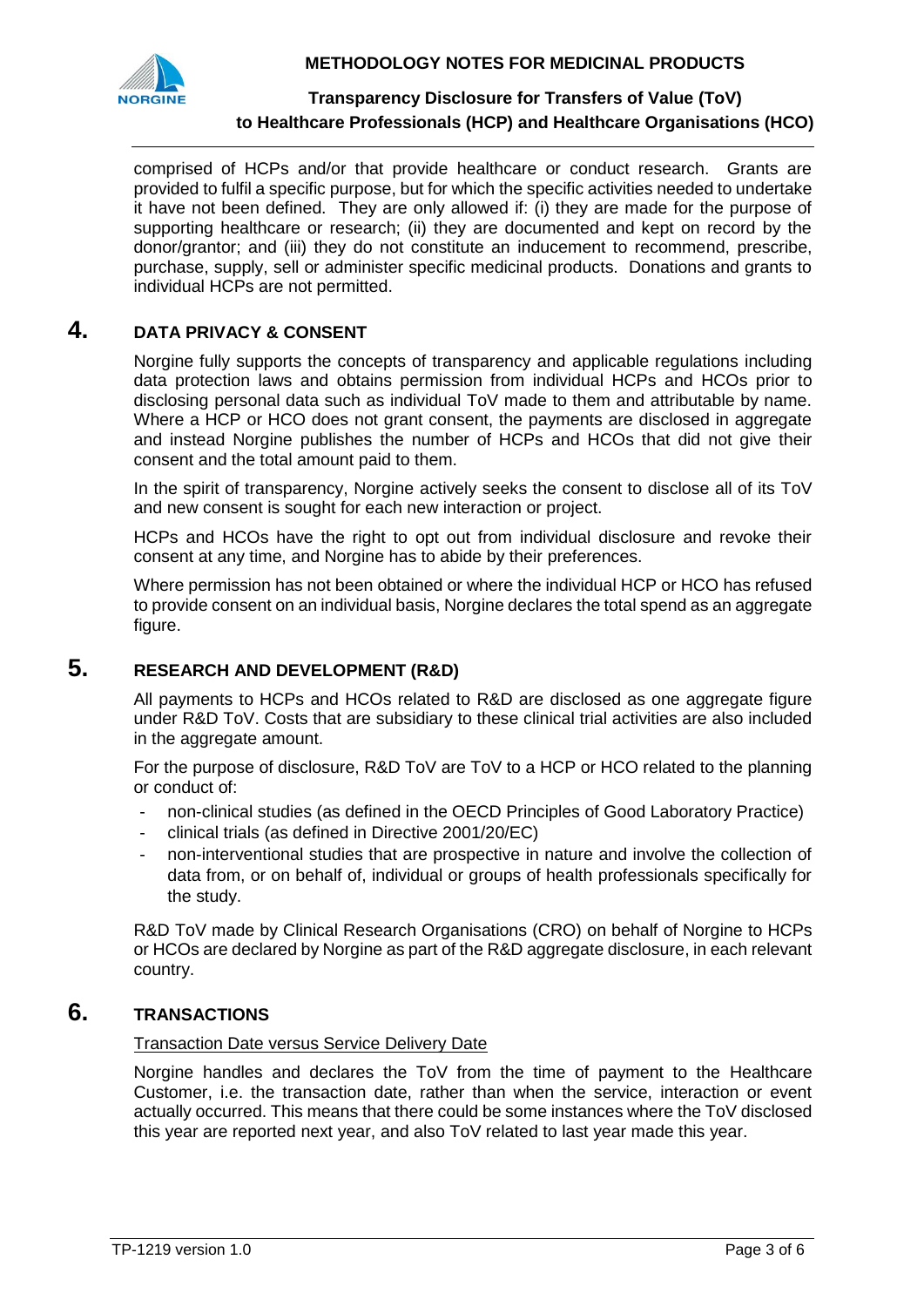comprised of HCPs and/or that provide healthcare or conduct research. Grants are provided to fulfil a specific purpose, but for which the specific activities needed to undertake it have not been defined. They are only allowed if: (i) they are made for the purpose of supporting healthcare or research; (ii) they are documented and kept on record by the donor/grantor; and (iii) they do not constitute an inducement to recommend, prescribe, purchase, supply, sell or administer specific medicinal products. Donations and grants to individual HCPs are not permitted.

## 4. DATA PRIVACY & CONSENT

Norgine fully supports the concepts of transparency and applicable regulations including data protection laws and obtains permission from individual HCPs and HCOs prior to disclosing personal data such as individual ToV made to them and attributable by name. Where a HCP or HCO does not grant consent, the payments are disclosed in aggregate and instead Norgine publishes the number of HCPs and HCOs that did not give their consent and the total amount paid to them.

In the spirit of transparency, Norgine actively seeks the consent to disclose all of its ToV and new consent is sought for each new interaction or project.

HCPs and HCOs have the right to opt out from individual disclosure and revoke their consent at any time, and Norgine has to abide by their preferences.

Where permission has not been obtained or where the individual HCP or HCO has refused to provide consent on an individual basis, Norgine declares the total spend as an aggregate figure.

## 5. RESEARCH AND DEVELOPMENT (R&D)

All payments to HCPs and HCOs related to R&D are disclosed as one aggregate figure under R&D ToV. Costs that are subsidiary to these clinical trial activities are also included in the aggregate amount.

For the purpose of disclosure, R&D ToV are ToV to a HCP or HCO related to the planning or conduct of:

- non-clinical studies (as defined in the OECD Principles of Good Laboratory Practice)
- clinical trials (as defined in Directive 2001/20/EC)
- non-interventional studies that are prospective in nature and involve the collection of data from, or on behalf of, individual or groups of health professionals specifically for the study.

R&D ToV made by Clinical Research Organisations (CRO) on behalf of Norgine to HCPs or HCOs are declared by Norgine as part of the R&D aggregate disclosure, in each relevant country.

## 6. TRANSACTIONS

Transaction Date versus Service Delivery Date

Norgine handles and declares the ToV from the time of payment to the Healthcare Customer, i.e. the transaction date, rather than when the service, interaction or event actually occurred. This means that there could be some instances where the ToV disclosed this year are reported next year, and also ToV related to last year made this year.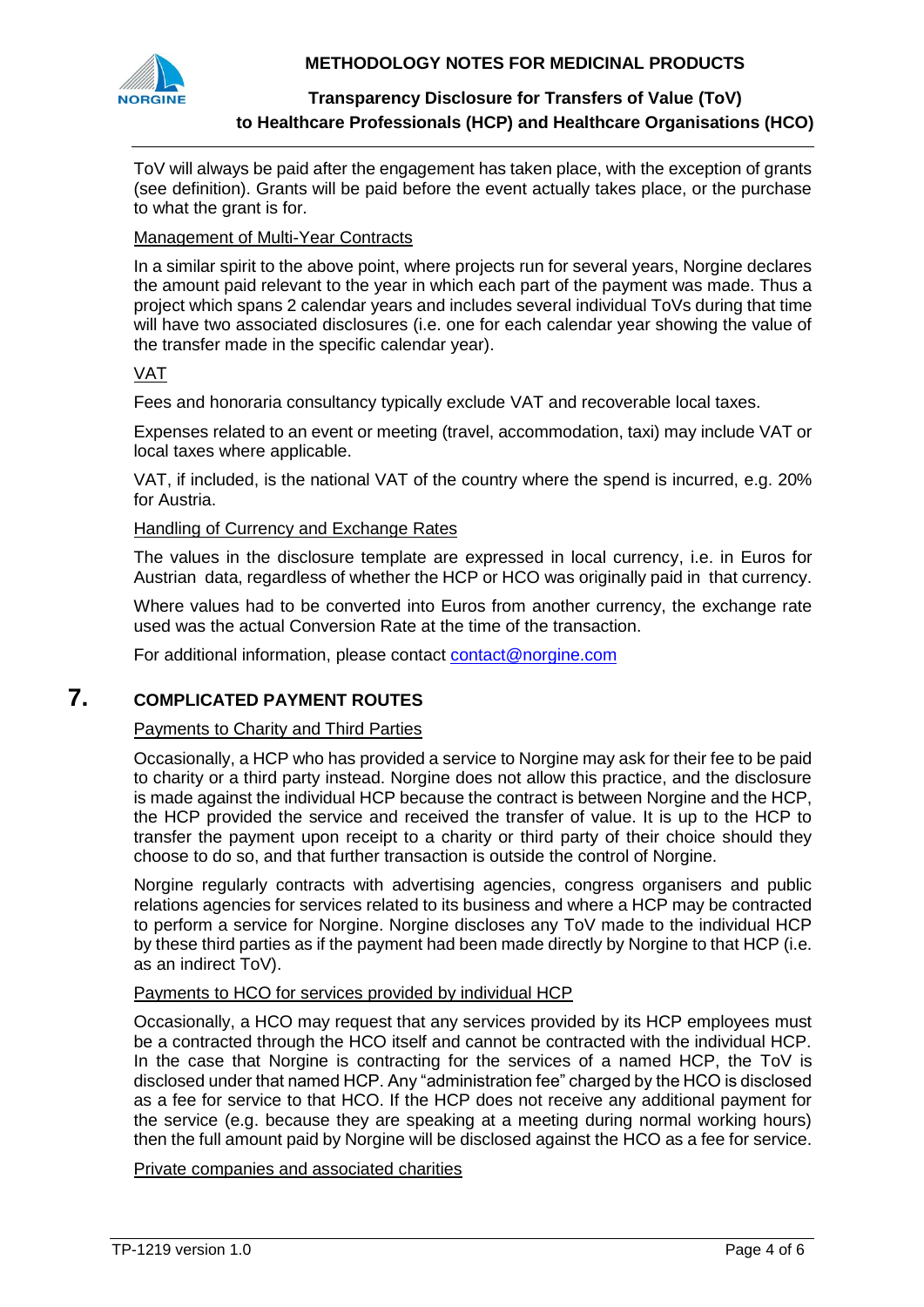ToV will always be paid after the engagement has taken place, with the exception of grants (see definition). Grants will be paid before the event actually takes place, or the purchase to what the grant is for.

Management of Multi-Year Contracts

In a similar spirit to the above point, where projects run for several years, Norgine declares the amount paid relevant to the year in which each part of the payment was made. Thus a project which spans 2 calendar years and includes several individual ToVs during that time will have two associated disclosures (i.e. one for each calendar year showing the value of the transfer made in the specific calendar year).

VAT

Fees and honoraria consultancy typically exclude VAT and recoverable local taxes.

Expenses related to an event or meeting (travel, accommodation, taxi) may include VAT or local taxes where applicable.

VAT, if included, is the national VAT of the country where the spend is incurred, e.g. 20% for Austria.

Handling of Currency and Exchange Rates

The values in the disclosure template are expressed in local currency, i.e. in Euros for Austrian data, regardless of whether the HCP or HCO was originally paid in that currency.

Where values had to be converted into Euros from another currency, the exchange rate used was the actual Conversion Rate at the time of the transaction.

For additional information, please contact contact@norgine.com

## 7. COMPLICATED PAYMENT ROUTES

Payments to Charity and Third Parties

Occasionally, a HCP who has provided a service to Norgine may ask for their fee to be paid to charity or a third party instead. Norgine does not allow this practice, and the disclosure is made against the individual HCP because the contract is between Norgine and the HCP, the HCP provided the service and received the transfer of value. It is up to the HCP to transfer the payment upon receipt to a charity or third party of their choice should they choose to do so, and that further transaction is outside the control of Norgine.

Norgine regularly contracts with advertising agencies, congress organisers and public relations agencies for services related to its business and where a HCP may be contracted to perform a service for Norgine. Norgine discloses any ToV made to the individual HCP by these third parties as if the payment had been made directly by Norgine to that HCP (i.e. as an indirect ToV).

Payments to HCO for services provided by individual HCP

Occasionally, a HCO may request that any services provided by its HCP employees must be a contracted through the HCO itself and cannot be contracted with the individual HCP. In the case that Norgine is contracting for the services of a named HCP, the ToV is disclosed under that named HCP. Any "administration fee" charged by the HCO is disclosed as a fee for service to that HCO. If the HCP does not receive any additional payment for the service (e.g. because they are speaking at a meeting during normal working hours) then the full amount paid by Norgine will be disclosed against the HCO as a fee for service.

Private companies and associated charities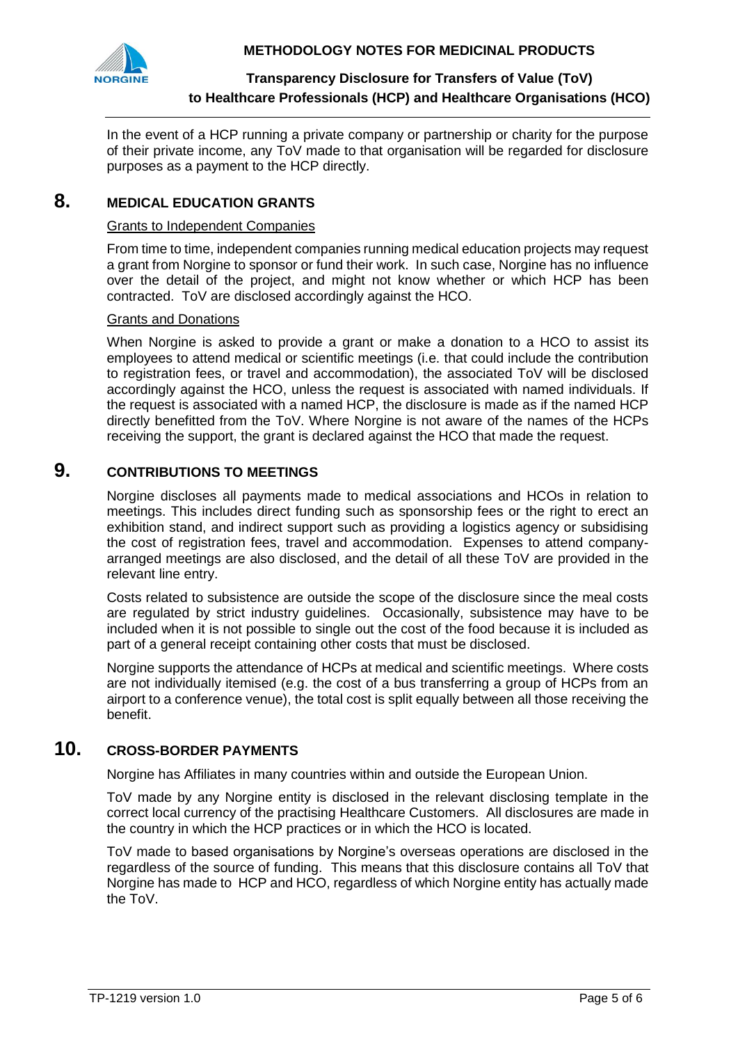In the event of a HCP running a private company or partnership or charity for the purpose of their private income, any ToV made to that organisation will be regarded for disclosure purposes as a payment to the HCP directly.

## 8. MEDICAL EDUCATION GRANTS

Grants to Independent Companies

From time to time, independent companies running medical education projects may request a grant from Norgine to sponsor or fund their work. In such case, Norgine has no influence over the detail of the project, and might not know whether or which HCP has been contracted. ToV are disclosed accordingly against the HCO.

Grants and Donations

When Norgine is asked to provide a grant or make a donation to a HCO to assist its employees to attend medical or scientific meetings (i.e. that could include the contribution to registration fees, or travel and accommodation), the associated ToV will be disclosed accordingly against the HCO, unless the request is associated with named individuals. If the request is associated with a named HCP, the disclosure is made as if the named HCP directly benefitted from the ToV. Where Norgine is not aware of the names of the HCPs receiving the support, the grant is declared against the HCO that made the request.

## 9. CONTRIBUTIONS TO MEETINGS

Norgine discloses all payments made to medical associations and HCOs in relation to meetings. This includes direct funding such as sponsorship fees or the right to erect an exhibition stand, and indirect support such as providing a logistics agency or subsidising the cost of registration fees, travel and accommodation. Expenses to attend company-arranged meetings are also disclosed, and the detail of all these ToV are provided in the relevant line entry.

Costs related to subsistence are outside the scope of the disclosure since the meal costs are regulated by strict industry guidelines. Occasionally, subsistence may have to be included when it is not possible to single out the cost of the food because it is included as part of a general receipt containing other costs that must be disclosed.

Norgine supports the attendance of HCPs at medical and scientific meetings. Where costs are not individually itemised (e.g. the cost of a bus transferring a group of HCPs from an airport to a conference venue), the total cost is split equally between all those receiving the benefit.

## 10. CROSS-BORDER PAYMENTS

Norgine has Affiliates in many countries within and outside the European Union.

ToV made by any Norgine entity is disclosed in the relevant disclosing template in the correct local currency of the practising Healthcare Customers. All disclosures are made in the country in which the HCP practices or in which the HCO is located.

ToV made to based organisations by Norgine's overseas operations are disclosed in the regardless of the source of funding. This means that this disclosure contains all ToV that Norgine has made to HCP and HCO, regardless of which Norgine entity has actually made the ToV.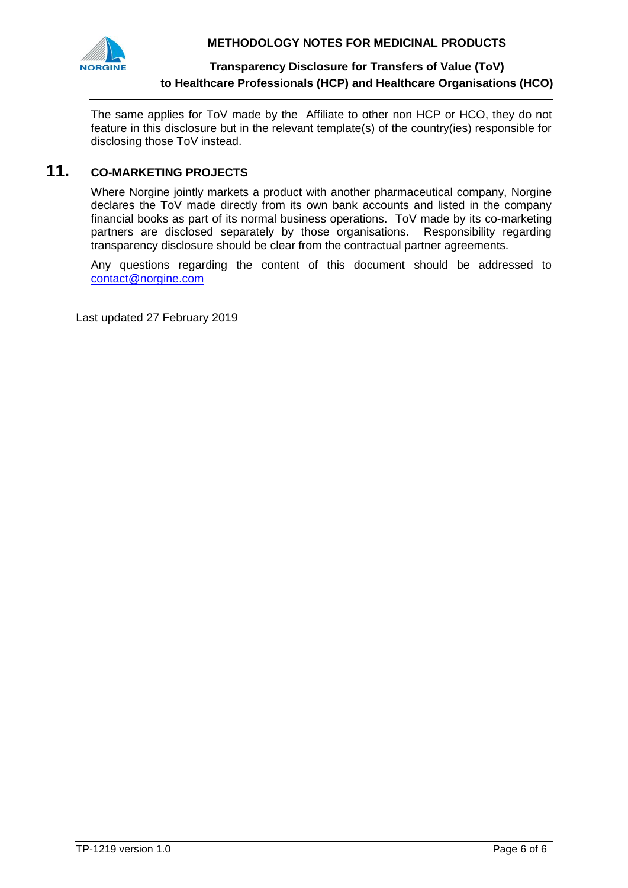The same applies for ToV made by the Affiliate to other non HCP or HCO, they do not feature in this disclosure but in the relevant template(s) of the country(ies) responsible for disclosing those ToV instead.

## 11. CO-MARKETING PROJECTS

Where Norgine jointly markets a product with another pharmaceutical company, Norgine declares the ToV made directly from its own bank accounts and listed in the company financial books as part of its normal business operations. ToV made by its co-marketing partners are disclosed separately by those organisations. Responsibility regarding transparency disclosure should be clear from the contractual partner agreements.

Any questions regarding the content of this document should be addressed to contact@norgine.com

Last updated 27 February 2019